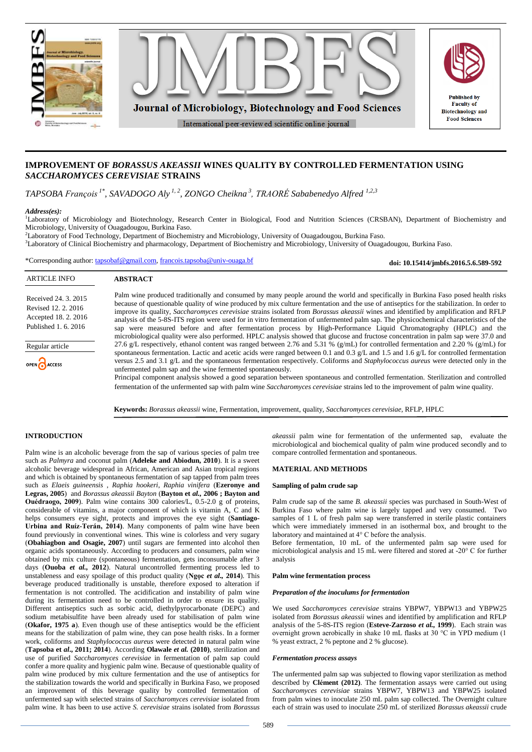# IMPROVEMENT OF *BORASSUS AKEASSII* WINES QUALITY BY CONTROLLED FERMENTATION USING *SACCHAROMYCES CEREVISIAE* STRAINS

*TAPSOBA François [1*], SAVADOGO Aly [1, 2], ZONGO Cheikna [3], TRAORÉ Sababenedyo Alfred [1,2,3]*

***Address(es):***
[1]Laboratory of Microbiology and Biotechnology, Research Center in Biological, Food and Nutrition Sciences (CRSBAN), Department of Biochemistry and Microbiology, University of Ouagadougou, Burkina Faso.
[2]Laboratory of Food Technology, Department of Biochemistry and Microbiology, University of Ouagadougou, Burkina Faso.
[3]Laboratory of Clinical Biochemistry and pharmacology, Department of Biochemistry and Microbiology, University of Ouagadougou, Burkina Faso.

*Corresponding author: tapsobaf@gmail.com, francois.tapsoba@univ-ouaga.bf

**doi: 10.15414/jmbfs.2016.5.6.589-592**

ARTICLE INFO

Received 24. 3. 2015
Revised 12. 2. 2016
Accepted 18. 2. 2016
Published 1. 6. 2016

Regular article

OPEN ACCESS

## ABSTRACT

Palm wine produced traditionally and consumed by many people around the world and specifically in Burkina Faso posed health risks because of questionable quality of wine produced by mix culture fermentation and the use of antiseptics for the stabilization. In order to improve its quality, *Saccharomyces cerevisiae* strains isolated from *Borassus akeassii* wines and identified by amplification and RFLP analysis of the 5-8S-ITS region were used for in vitro fermentation of unfermented palm sap. The physicochemical characteristics of the sap were measured before and after fermentation process by High-Performance Liquid Chromatography (HPLC) and the microbiological quality were also performed. HPLC analysis showed that glucose and fructose concentration in palm sap were 37.0 and 27.6 g/L respectively, ethanol content was ranged between 2.76 and 5.31 % (g/mL) for controlled fermentation and 2.20 % (g/mL) for spontaneous fermentation. Lactic and acetic acids were ranged between 0.1 and 0.3 g/L and 1.5 and 1.6 g/L for controlled fermentation versus 2.5 and 3.1 g/L and the spontaneous fermentation respectively. Coliforms and *Staphylococcus aureus* were detected only in the unfermented palm sap and the wine fermented spontaneously.

Principal component analysis showed a good separation between spontaneous and controlled fermentation. Sterilization and controlled fermentation of the unfermented sap with palm wine *Saccharomyces cerevisiae* strains led to the improvement of palm wine quality.

**Keywords:** *Borassus akeassii* wine, Fermentation, improvement, quality, *Saccharomyces cerevisiae*, RFLP, HPLC

## INTRODUCTION

Palm wine is an alcoholic beverage from the sap of various species of palm tree such as *Palmyra* and coconut palm (**Adeleke and Abiodun, 2010**). It is a sweet alcoholic beverage widespread in African, American and Asian tropical regions and which is obtained by spontaneous fermentation of sap tapped from palm trees such as *Elaeis guineensis* , *Raphia hookeri*, *Raphia vinifera* (**Ezeronye and Legras, 2005**) and *Borassus akeassii Bayton* (**Bayton et al., 2006 ; Bayton and Ouédraogo, 2009**). Palm wine contains 300 calories/L, 0.5-2.0 g of proteins, considerable of vitamins, a major component of which is vitamin A, C and K helps consumers eye sight, protects and improves the eye sight (**Santiago-Urbina and Ruíz-Terán, 2014**). Many components of palm wine have been found previously in conventional wines. This wine is colorless and very sugary (**Obahiagbon and Osagie, 2007**) until sugars are fermented into alcohol then organic acids spontaneously. According to producers and consumers, palm wine obtained by mix culture (spontaneous) fermentation, gets inconsumable after 3 days (**Ouoba *et al.*, 2012**). Natural uncontrolled fermenting process led to unstableness and easy spoilage of this product quality (**Ngọc *et al.*, 2014**). This beverage produced traditionally is unstable, therefore exposed to alteration if fermentation is not controlled. The acidification and instability of palm wine during its fermentation need to be controlled in order to ensure its quality. Different antiseptics such as sorbic acid, diethylpyrocarbonate (DEPC) and sodium metabisulfite have been already used for stabilisation of palm wine (**Okafor, 1975 a**). Even though use of these antiseptics would be the efficient means for the stabilization of palm wine, they can pose health risks. In a former work, coliforms and *Staphylococcus aureus* were detected in natural palm wine (**Tapsoba et al., 2011; 2014**). According **Olawale *et al.* (2010)**, sterilization and use of purified *Saccharomyces cerevisiae* in fermentation of palm sap could confer a more quality and hygienic palm wine. Because of questionable quality of palm wine produced by mix culture fermentation and the use of antiseptics for the stabilization towards the world and specifically in Burkina Faso, we proposed an improvement of this beverage by controlled fermentation of unfermented sap with selected strains of *Saccharomyces cerevisiae* isolated from palm wine. It has been to use active *S. cerevisiae* strains isolated from *Borassus akeassii* palm wine for fermentation of the unfermented sap, evaluate the microbiological and biochemical quality of palm wine produced secondly and to compare controlled fermentation and spontaneous.

## MATERIAL AND METHODS

### Sampling of palm crude sap

Palm crude sap of the same *B. akeassii* species was purchased in South-West of Burkina Faso where palm wine is largely tapped and very consumed. Two samples of 1 L of fresh palm sap were transferred in sterile plastic containers which were immediately immersed in an isothermal box, and brought to the laboratory and maintained at 4° C before the analysis.

Before fermentation, 10 mL of the unfermented palm sap were used for microbiological analysis and 15 mL were filtered and stored at -20° C for further analysis

### Palm wine fermentation process

#### *Preparation of the inoculums for fermentation*

We used *Saccharomyces cerevisiae* strains YBPW7, YBPW13 and YBPW25 isolated from *Borassus akeassii* wines and identified by amplification and RFLP analysis of the 5-8S-ITS region (**Esteve-Zarzoso *et al.*, 1999**). Each strain was overnight grown aerobically in shake 10 mL flasks at 30 °C in YPD medium (1 % yeast extract, 2 % peptone and 2 % glucose).

#### *Fermentation process assays*

The unfermented palm sap was subjected to flowing vapor sterilization as method described by **Clément (2012)**. The fermentation assays were carried out using *Saccharomyces cerevisiae* strains YBPW7, YBPW13 and YBPW25 isolated from palm wines to inoculate 250 mL palm sap collected. The Overnight culture each of strain was used to inoculate 250 mL of sterilized *Borassus akeassii* crude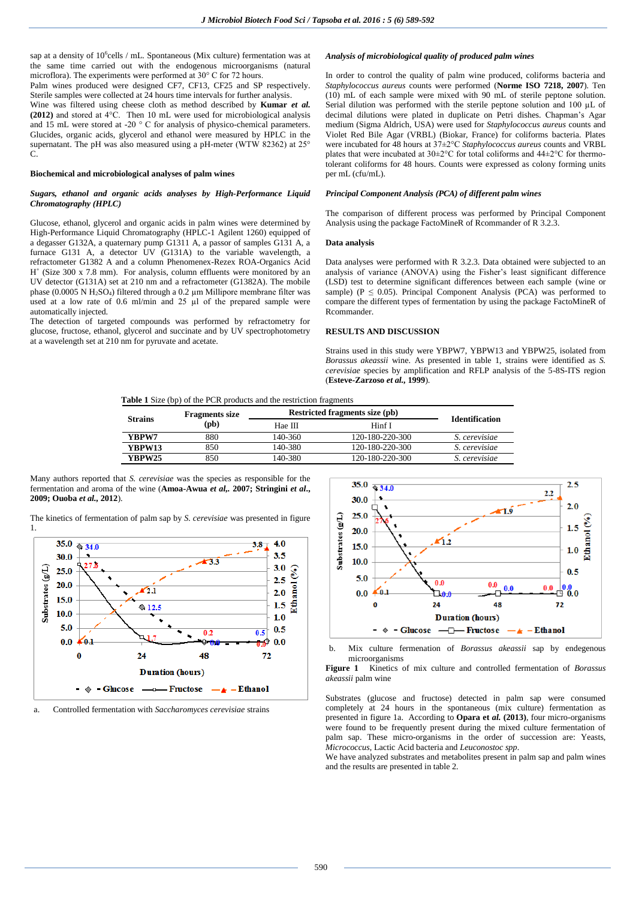sap at a density of $10^6$cells / mL. Spontaneous (Mix culture) fermentation was at the same time carried out with the endogenous microorganisms (natural microflora). The experiments were performed at 30° C for 72 hours.
Palm wines produced were designed CF7, CF13, CF25 and SP respectively. Sterile samples were collected at 24 hours time intervals for further analysis.
Wine was filtered using cheese cloth as method described by **Kumar *et al.* (2012)** and stored at 4°C. Then 10 mL were used for microbiological analysis and 15 mL were stored at -20 ° C for analysis of physico-chemical parameters. Glucides, organic acids, glycerol and ethanol were measured by HPLC in the supernatant. The pH was also measured using a pH-meter (WTW 82362) at 25° C.

### Biochemical and microbiological analyses of palm wines

#### *Sugars, ethanol and organic acids analyses by High-Performance Liquid Chromatography (HPLC)*

Glucose, ethanol, glycerol and organic acids in palm wines were determined by High-Performance Liquid Chromatography (HPLC-1 Agilent 1260) equipped of a degasser G1322A, a quaternary pump G1311 A, a passor of samples G131 A, a furnace G131 A, a detector UV (G131A) to the variable wavelength, a refractometer G1382 A and a column Phenomenex-Rezex ROA-Organics Acid $H^+$ (Size 300 x 7.8 mm). For analysis, column effluents were monitored by an UV detector (G131A) set at 210 nm and a refractometer (G1382A). The mobile phase (0.0005 N $H_2SO_4$) filtered through a 0.2 µm Millipore membrane filter was used at a low rate of 0.6 ml/min and 25 µl of the prepared sample were automatically injected.
The detection of targeted compounds was performed by refractometry for glucose, fructose, ethanol, glycerol and succinate and by UV spectrophotometry at a wavelength set at 210 nm for pyruvate and acetate.

#### *Analysis of microbiological quality of produced palm wines*

In order to control the quality of palm wine produced, coliforms bacteria and *Staphylococcus aureus* counts were performed (**Norme ISO 7218, 2007**). Ten (10) mL of each sample were mixed with 90 mL of sterile peptone solution. Serial dilution was performed with the sterile peptone solution and 100 µL of decimal dilutions were plated in duplicate on Petri dishes. Chapman's Agar medium (Sigma Aldrich, USA) were used for *Staphylococcus aureus* counts and Violet Red Bile Agar (VRBL) (Biokar, France) for coliforms bacteria. Plates were incubated for 48 hours at 37±2°C *Staphylococcus aureus* counts and VRBL plates that were incubated at 30±2°C for total coliforms and 44±2°C for thermo-tolerant coliforms for 48 hours. Counts were expressed as colony forming units per mL (cfu/mL).

#### *Principal Component Analysis (PCA) of different palm wines*

The comparison of different process was performed by Principal Component Analysis using the package FactoMineR of Rcommander of R 3.2.3.

### Data analysis

Data analyses were performed with R 3.2.3. Data obtained were subjected to an analysis of variance (ANOVA) using the Fisher's least significant difference (LSD) test to determine significant differences between each sample (wine or sample) ($P \leq 0.05$). Principal Component Analysis (PCA) was performed to compare the different types of fermentation by using the package FactoMineR of Rcommander.

## RESULTS AND DISCUSSION

Strains used in this study were YBPW7, YBPW13 and YBPW25, isolated from *Borassus akeassii* wine. As presented in table 1, strains were identified as *S. cerevisiae* species by amplification and RFLP analysis of the 5-8S-ITS region (**Esteve-Zarzoso *et al.*, 1999**).

**Table 1** Size (bp) of the PCR products and the restriction fragments

| Strains | Fragments size (pb) | Restricted fragments size (pb) | | Identification |
|---|---|---|---|---|
| | | Hae III | Hinf I | |
| **YBPW7** | 880 | 140-360 | 120-180-220-300 | *S. cerevisiae* |
| **YBPW13** | 850 | 140-380 | 120-180-220-300 | *S. cerevisiae* |
| **YBPW25** | 850 | 140-380 | 120-180-220-300 | *S. cerevisiae* |

Many authors reported that *S. cerevisiae* was the species as responsible for the fermentation and aroma of the wine (**Amoa-Awua *et al*,. 2007; Stringini *et al*., 2009; Ouoba *et al*., 2012**).

The kinetics of fermentation of palm sap by *S. cerevisiae* was presented in figure 1.

a. Controlled fermentation with *Saccharomyces cerevisiae* strains

b. Mix culture ferementation of *Borassus akeassii* sap by endegenous microorganisms

**Figure 1** Kinetics of mix culture and controlled fermentation of *Borassus akeassii* palm wine

Substrates (glucose and fructose) detected in palm sap were consumed completely at 24 hours in the spontaneous (mix culture) fermentation as presented in figure 1a. According to **Opara et *al.* (2013)**, four micro-organisms were found to be frequently present during the mixed culture fermentation of palm sap. These micro-organisms in the order of succession are: Yeasts, *Micrococcus*, Lactic Acid bacteria and *Leuconostoc spp*.
We have analyzed substrates and metabolites present in palm sap and palm wines and the results are presented in table 2.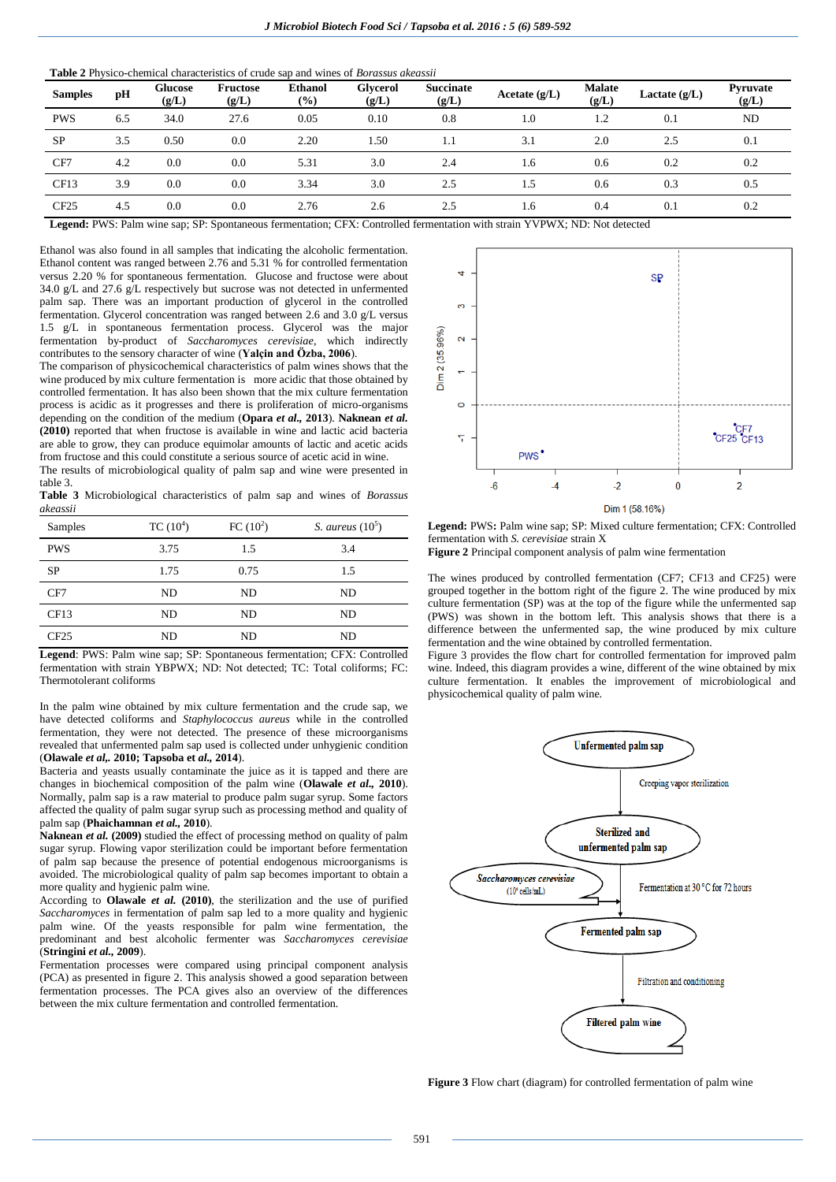**Table 2** Physico-chemical characteristics of crude sap and wines of *Borassus akeassii*

| Samples | pH | Glucose (g/L) | Fructose (g/L) | Ethanol (%) | Glycerol (g/L) | Succinate (g/L) | Acetate (g/L) | Malate (g/L) | Lactate (g/L) | Pyruvate (g/L) |
|---|---|---|---|---|---|---|---|---|---|---|
| PWS | 6.5 | 34.0 | 27.6 | 0.05 | 0.10 | 0.8 | 1.0 | 1.2 | 0.1 | ND |
| SP | 3.5 | 0.50 | 0.0 | 2.20 | 1.50 | 1.1 | 3.1 | 2.0 | 2.5 | 0.1 |
| CF7 | 4.2 | 0.0 | 0.0 | 5.31 | 3.0 | 2.4 | 1.6 | 0.6 | 0.2 | 0.2 |
| CF13 | 3.9 | 0.0 | 0.0 | 3.34 | 3.0 | 2.5 | 1.5 | 0.6 | 0.3 | 0.5 |
| CF25 | 4.5 | 0.0 | 0.0 | 2.76 | 2.6 | 2.5 | 1.6 | 0.4 | 0.1 | 0.2 |

**Legend:** PWS: Palm wine sap; SP: Spontaneous fermentation; CFX: Controlled fermentation with strain YVPWX; ND: Not detected

Ethanol was also found in all samples that indicating the alcoholic fermentation. Ethanol content was ranged between 2.76 and 5.31 % for controlled fermentation versus 2.20 % for spontaneous fermentation. Glucose and fructose were about 34.0 g/L and 27.6 g/L respectively but sucrose was not detected in unfermented palm sap. There was an important production of glycerol in the controlled fermentation. Glycerol concentration was ranged between 2.6 and 3.0 g/L versus 1.5 g/L in spontaneous fermentation process. Glycerol was the major fermentation by-product of *Saccharomyces cerevisiae*, which indirectly contributes to the sensory character of wine (**Yalçin and Özba, 2006**).

The comparison of physicochemical characteristics of palm wines shows that the wine produced by mix culture fermentation is more acidic that those obtained by controlled fermentation. It has also been shown that the mix culture fermentation process is acidic as it progresses and there is proliferation of micro-organisms depending on the condition of the medium (**Opara *et al*., 2013**). **Naknean *et al.* (2010)** reported that when fructose is available in wine and lactic acid bacteria are able to grow, they can produce equimolar amounts of lactic and acetic acids from fructose and this could constitute a serious source of acetic acid in wine.

The results of microbiological quality of palm sap and wine were presented in table 3.

**Table 3** Microbiological characteristics of palm sap and wines of *Borassus akeassii*

| Samples | TC ($10^4$) | FC ($10^2$) | *S. aureus* ($10^5$) |
|---|---|---|---|
| PWS | 3.75 | 1.5 | 3.4 |
| SP | 1.75 | 0.75 | 1.5 |
| CF7 | ND | ND | ND |
| CF13 | ND | ND | ND |
| CF25 | ND | ND | ND |

**Legend**: PWS: Palm wine sap; SP: Spontaneous fermentation; CFX: Controlled fermentation with strain YBPWX; ND: Not detected; TC: Total coliforms; FC: Thermotolerant coliforms

In the palm wine obtained by mix culture fermentation and the crude sap, we have detected coliforms and *Staphylococcus aureus* while in the controlled fermentation, they were not detected. The presence of these microorganisms revealed that unfermented palm sap used is collected under unhygienic condition (**Olawale *et al*,. 2010; Tapsoba et *al*., 2014**).

Bacteria and yeasts usually contaminate the juice as it is tapped and there are changes in biochemical composition of the palm wine (**Olawale *et al*., 2010**). Normally, palm sap is a raw material to produce palm sugar syrup. Some factors affected the quality of palm sugar syrup such as processing method and quality of palm sap (**Phaichamnan *et al*., 2010**).

**Naknean *et al.* (2009)** studied the effect of processing method on quality of palm sugar syrup. Flowing vapor sterilization could be important before fermentation of palm sap because the presence of potential endogenous microorganisms is avoided. The microbiological quality of palm sap becomes important to obtain a more quality and hygienic palm wine.

According to **Olawale *et al.* (2010)**, the sterilization and the use of purified *Saccharomyces* in fermentation of palm sap led to a more quality and hygienic palm wine. Of the yeasts responsible for palm wine fermentation, the predominant and best alcoholic fermenter was *Saccharomyces cerevisiae* (**Stringini *et al*., 2009**).

Fermentation processes were compared using principal component analysis (PCA) as presented in figure 2. This analysis showed a good separation between fermentation processes. The PCA gives also an overview of the differences between the mix culture fermentation and controlled fermentation.

**Legend:** PWS: Palm wine sap; SP: Mixed culture fermentation; CFX: Controlled fermentation with *S. cerevisiae* strain X

**Figure 2** Principal component analysis of palm wine fermentation

The wines produced by controlled fermentation (CF7; CF13 and CF25) were grouped together in the bottom right of the figure 2. The wine produced by mix culture fermentation (SP) was at the top of the figure while the unfermented sap (PWS) was shown in the bottom left. This analysis shows that there is a difference between the unfermented sap, the wine produced by mix culture fermentation and the wine obtained by controlled fermentation.

Figure 3 provides the flow chart for controlled fermentation for improved palm wine. Indeed, this diagram provides a wine, different of the wine obtained by mix culture fermentation. It enables the improvement of microbiological and physicochemical quality of palm wine.

**Figure 3** Flow chart (diagram) for controlled fermentation of palm wine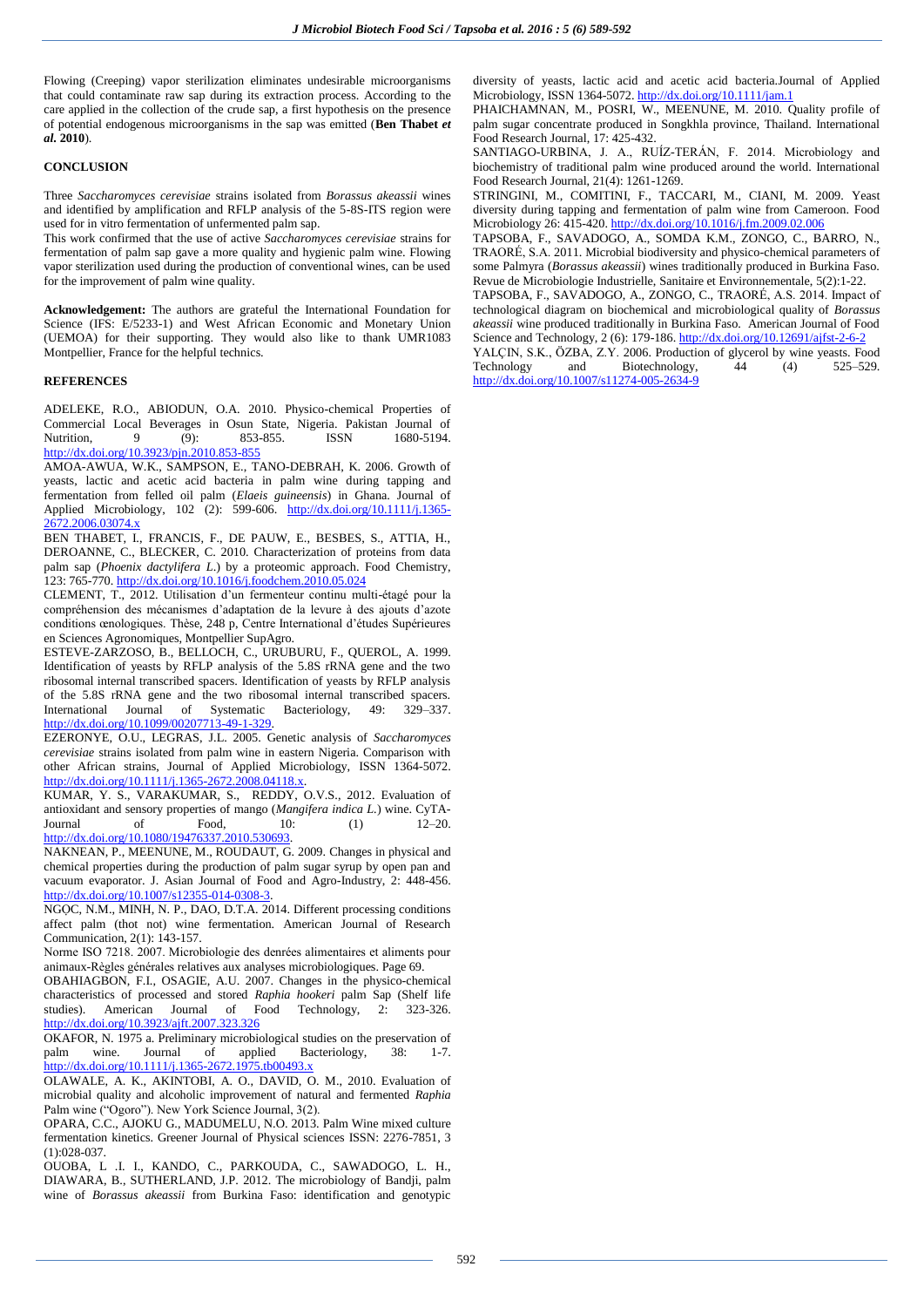Flowing (Creeping) vapor sterilization eliminates undesirable microorganisms that could contaminate raw sap during its extraction process. According to the care applied in the collection of the crude sap, a first hypothesis on the presence of potential endogenous microorganisms in the sap was emitted (**Ben Thabet *et al.* 2010**).

## CONCLUSION

Three *Saccharomyces cerevisiae* strains isolated from *Borassus akeassii* wines and identified by amplification and RFLP analysis of the 5-8S-ITS region were used for in vitro fermentation of unfermented palm sap.

This work confirmed that the use of active *Saccharomyces cerevisiae* strains for fermentation of palm sap gave a more quality and hygienic palm wine. Flowing vapor sterilization used during the production of conventional wines, can be used for the improvement of palm wine quality.

**Acknowledgement:** The authors are grateful the International Foundation for Science (IFS: E/5233-1) and West African Economic and Monetary Union (UEMOA) for their supporting. They would also like to thank UMR1083 Montpellier, France for the helpful technics.

## REFERENCES

ADELEKE, R.O., ABIODUN, O.A. 2010. Physico-chemical Properties of Commercial Local Beverages in Osun State, Nigeria. Pakistan Journal of Nutrition, 9 (9): 853-855. ISSN 1680-5194. http://dx.doi.org/10.3923/pjn.2010.853-855

AMOA-AWUA, W.K., SAMPSON, E., TANO-DEBRAH, K. 2006. Growth of yeasts, lactic and acetic acid bacteria in palm wine during tapping and fermentation from felled oil palm (*Elaeis guineensis*) in Ghana. Journal of Applied Microbiology, 102 (2): 599-606. http://dx.doi.org/10.1111/j.1365-2672.2006.03074.x

BEN THABET, I., FRANCIS, F., DE PAUW, E., BESBES, S., ATTIA, H., DEROANNE, C., BLECKER, C. 2010. Characterization of proteins from data palm sap (*Phoenix dactylifera L.*) by a proteomic approach. Food Chemistry, 123: 765-770. http://dx.doi.org/10.1016/j.foodchem.2010.05.024

CLEMENT, T., 2012. Utilisation d'un fermenteur continu multi-étagé pour la compréhension des mécanismes d'adaptation de la levure à des ajouts d'azote conditions œnologiques. Thèse, 248 p, Centre International d'études Supérieures en Sciences Agronomiques, Montpellier SupAgro.

ESTEVE-ZARZOSO, B., BELLOCH, C., URUBURU, F., QUEROL, A. 1999. Identification of yeasts by RFLP analysis of the 5.8S rRNA gene and the two ribosomal internal transcribed spacers. Identification of yeasts by RFLP analysis of the 5.8S rRNA gene and the two ribosomal internal transcribed spacers. International Journal of Systematic Bacteriology, 49: 329–337. http://dx.doi.org/10.1099/00207713-49-1-329.

EZERONYE, O.U., LEGRAS, J.L. 2005. Genetic analysis of *Saccharomyces cerevisiae* strains isolated from palm wine in eastern Nigeria. Comparison with other African strains, Journal of Applied Microbiology, ISSN 1364-5072. http://dx.doi.org/10.1111/j.1365-2672.2008.04118.x.

KUMAR, Y. S., VARAKUMAR, S., REDDY, O.V.S., 2012. Evaluation of antioxidant and sensory properties of mango (*Mangifera indica L.*) wine. CyTA-Journal of Food, 10: (1) 12–20. http://dx.doi.org/10.1080/19476337.2010.530693.

NAKNEAN, P., MEENUNE, M., ROUDAUT, G. 2009. Changes in physical and chemical properties during the production of palm sugar syrup by open pan and vacuum evaporator. J. Asian Journal of Food and Agro-Industry, 2: 448-456. http://dx.doi.org/10.1007/s12355-014-0308-3.

NGỌC, N.M., MINH, N. P., DAO, D.T.A. 2014. Different processing conditions affect palm (thot not) wine fermentation. American Journal of Research Communication, 2(1): 143-157.

Norme ISO 7218. 2007. Microbiologie des denrées alimentaires et aliments pour animaux-Règles générales relatives aux analyses microbiologiques. Page 69.

OBAHIAGBON, F.I., OSAGIE, A.U. 2007. Changes in the physico-chemical characteristics of processed and stored *Raphia hookeri* palm Sap (Shelf life studies). American Journal of Food Technology, 2: 323-326. http://dx.doi.org/10.3923/ajft.2007.323.326

OKAFOR, N. 1975 a. Preliminary microbiological studies on the preservation of palm wine. Journal of applied Bacteriology, 38: 1-7. http://dx.doi.org/10.1111/j.1365-2672.1975.tb00493.x

OLAWALE, A. K., AKINTOBI, A. O., DAVID, O. M., 2010. Evaluation of microbial quality and alcoholic improvement of natural and fermented *Raphia* Palm wine ("Ogoro"). New York Science Journal, 3(2).

OPARA, C.C., AJOKU G., MADUMELU, N.O. 2013. Palm Wine mixed culture fermentation kinetics. Greener Journal of Physical sciences ISSN: 2276-7851, 3 (1):028-037.

OUOBA, L .I. I., KANDO, C., PARKOUDA, C., SAWADOGO, L. H., DIAWARA, B., SUTHERLAND, J.P. 2012. The microbiology of Bandji, palm wine of *Borassus akeassii* from Burkina Faso: identification and genotypic diversity of yeasts, lactic acid and acetic acid bacteria.Journal of Applied Microbiology, ISSN 1364-5072. http://dx.doi.org/10.1111/jam.1

PHAICHAMNAN, M., POSRI, W., MEENUNE, M. 2010. Quality profile of palm sugar concentrate produced in Songkhla province, Thailand. International Food Research Journal, 17: 425-432.

SANTIAGO-URBINA, J. A., RUÍZ-TERÁN, F. 2014. Microbiology and biochemistry of traditional palm wine produced around the world. International Food Research Journal, 21(4): 1261-1269.

STRINGINI, M., COMITINI, F., TACCARI, M., CIANI, M. 2009. Yeast diversity during tapping and fermentation of palm wine from Cameroon. Food Microbiology 26: 415-420. http://dx.doi.org/10.1016/j.fm.2009.02.006

TAPSOBA, F., SAVADOGO, A., SOMDA K.M., ZONGO, C., BARRO, N., TRAORÉ, S.A. 2011. Microbial biodiversity and physico-chemical parameters of some Palmyra (*Borassus akeassii*) wines traditionally produced in Burkina Faso. Revue de Microbiologie Industrielle, Sanitaire et Environnementale, 5(2):1-22.

TAPSOBA, F., SAVADOGO, A., ZONGO, C., TRAORÉ, A.S. 2014. Impact of technological diagram on biochemical and microbiological quality of *Borassus akeassii* wine produced traditionally in Burkina Faso. American Journal of Food Science and Technology, 2 (6): 179-186. http://dx.doi.org/10.12691/ajfst-2-6-2

YALÇIN, S.K., ÖZBA, Z.Y. 2006. Production of glycerol by wine yeasts. Food Technology and Biotechnology, 44 (4) 525–529. http://dx.doi.org/10.1007/s11274-005-2634-9